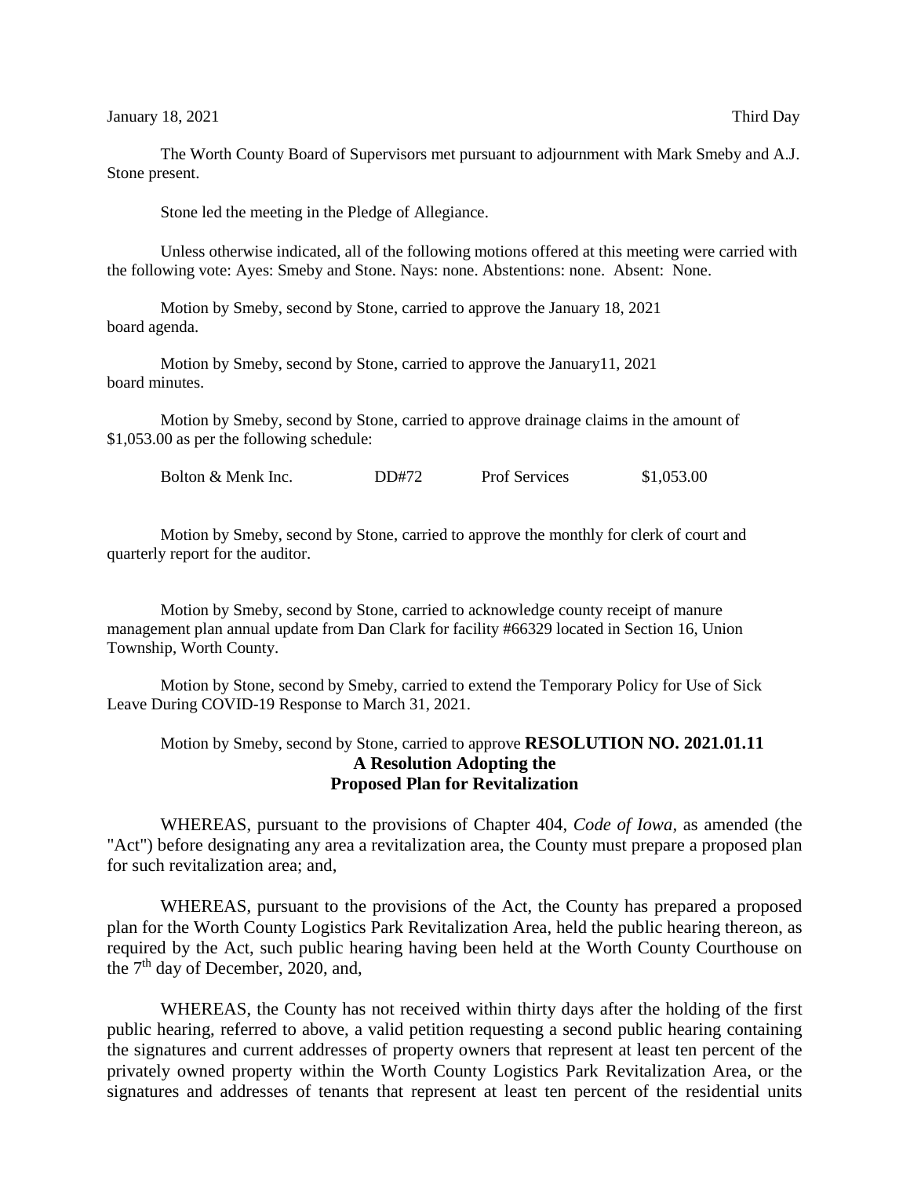January 18, 2021 Third Day

The Worth County Board of Supervisors met pursuant to adjournment with Mark Smeby and A.J. Stone present.

Stone led the meeting in the Pledge of Allegiance.

Unless otherwise indicated, all of the following motions offered at this meeting were carried with the following vote: Ayes: Smeby and Stone. Nays: none. Abstentions: none. Absent: None.

Motion by Smeby, second by Stone, carried to approve the January 18, 2021 board agenda.

Motion by Smeby, second by Stone, carried to approve the January11, 2021 board minutes.

Motion by Smeby, second by Stone, carried to approve drainage claims in the amount of $1,053.00 as per the following schedule:

| | | | |
|---|---|---|---|
| Bolton & Menk Inc. | DD#72 | Prof Services | $1,053.00 |

Motion by Smeby, second by Stone, carried to approve the monthly for clerk of court and quarterly report for the auditor.

Motion by Smeby, second by Stone, carried to acknowledge county receipt of manure management plan annual update from Dan Clark for facility #66329 located in Section 16, Union Township, Worth County.

Motion by Stone, second by Smeby, carried to extend the Temporary Policy for Use of Sick Leave During COVID-19 Response to March 31, 2021.

Motion by Smeby, second by Stone, carried to approve **RESOLUTION NO. 2021.01.11**

**A Resolution Adopting the Proposed Plan for Revitalization**

WHEREAS, pursuant to the provisions of Chapter 404, *Code of Iowa*, as amended (the "Act") before designating any area a revitalization area, the County must prepare a proposed plan for such revitalization area; and,

WHEREAS, pursuant to the provisions of the Act, the County has prepared a proposed plan for the Worth County Logistics Park Revitalization Area, held the public hearing thereon, as required by the Act, such public hearing having been held at the Worth County Courthouse on the 7th day of December, 2020, and,

WHEREAS, the County has not received within thirty days after the holding of the first public hearing, referred to above, a valid petition requesting a second public hearing containing the signatures and current addresses of property owners that represent at least ten percent of the privately owned property within the Worth County Logistics Park Revitalization Area, or the signatures and addresses of tenants that represent at least ten percent of the residential units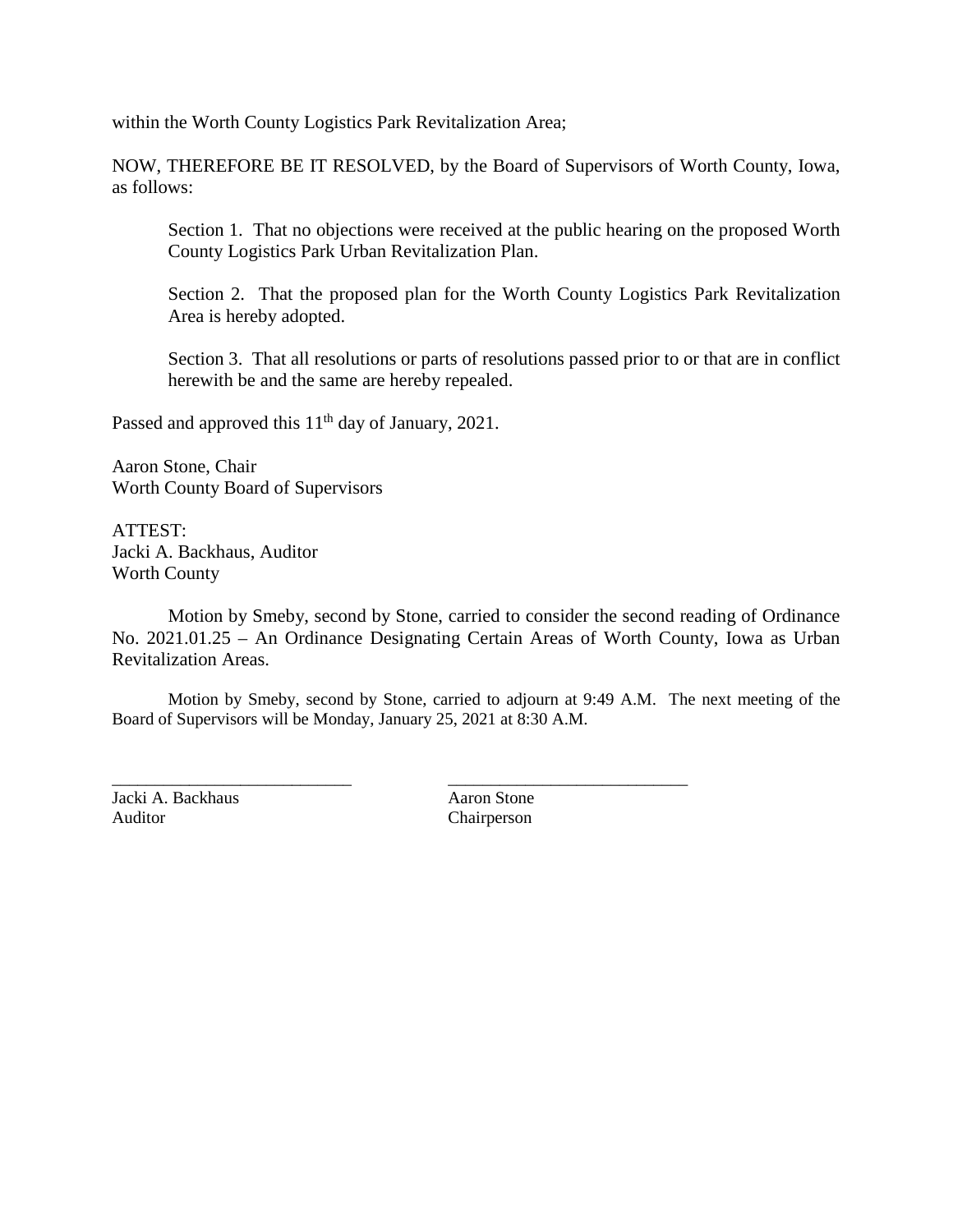within the Worth County Logistics Park Revitalization Area;

NOW, THEREFORE BE IT RESOLVED, by the Board of Supervisors of Worth County, Iowa, as follows:

Section 1. That no objections were received at the public hearing on the proposed Worth County Logistics Park Urban Revitalization Plan.

Section 2. That the proposed plan for the Worth County Logistics Park Revitalization Area is hereby adopted.

Section 3. That all resolutions or parts of resolutions passed prior to or that are in conflict herewith be and the same are hereby repealed.

Passed and approved this 11th day of January, 2021.

Aaron Stone, Chair
Worth County Board of Supervisors

ATTEST:
Jacki A. Backhaus, Auditor
Worth County

Motion by Smeby, second by Stone, carried to consider the second reading of Ordinance No. 2021.01.25 – An Ordinance Designating Certain Areas of Worth County, Iowa as Urban Revitalization Areas.

Motion by Smeby, second by Stone, carried to adjourn at 9:49 A.M. The next meeting of the Board of Supervisors will be Monday, January 25, 2021 at 8:30 A.M.

\_\_\_\_\_\_\_\_\_\_\_\_\_\_\_\_\_\_\_\_\_\_\_\_\_\_\_\_ \_\_\_\_\_\_\_\_\_\_\_\_\_\_\_\_\_\_\_\_\_\_\_\_\_\_\_\_

Jacki A. Backhaus, Auditor

Aaron Stone, Chairperson